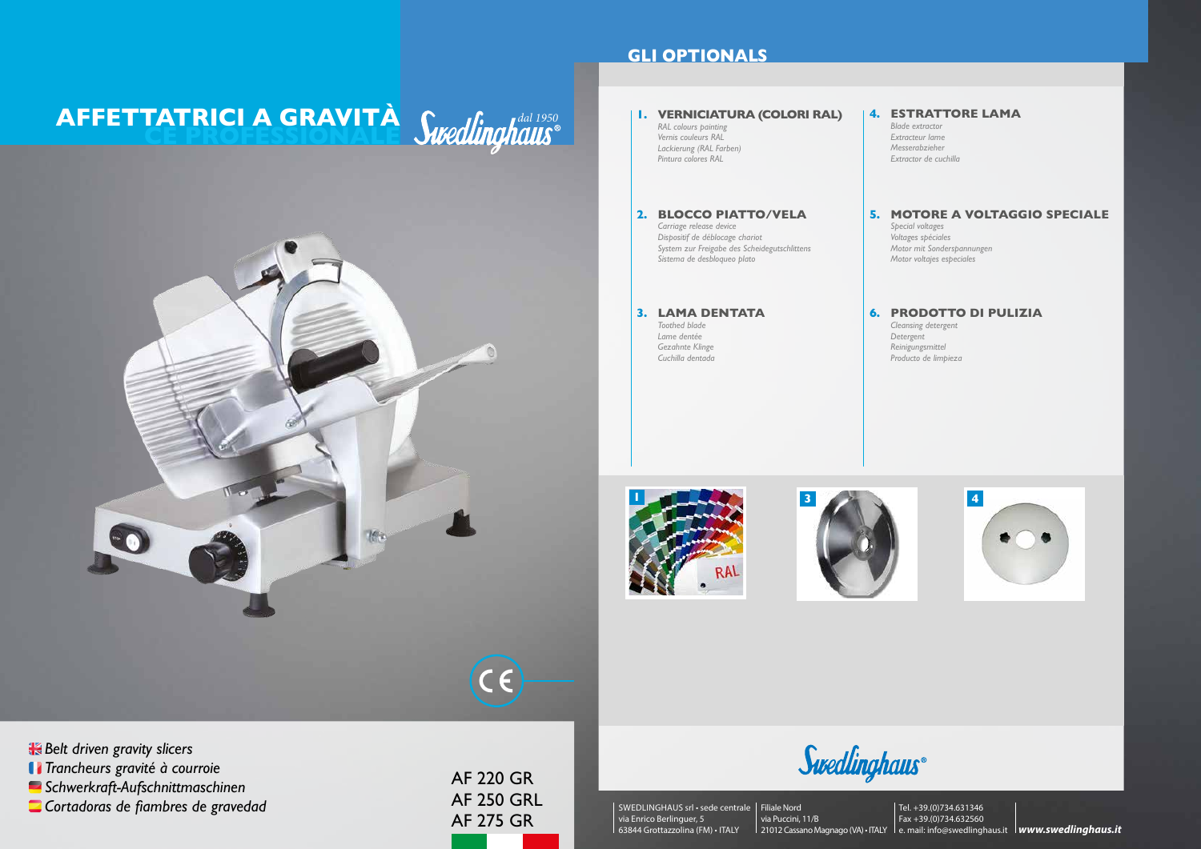# AFFETTATRICI A GRAVITÀ

## CE PROFESSIONALE

Swedlinghaus® dal 1950

*Belt driven gravity slicers*
*Trancheurs gravité à courroie*
*Schwerkraft-Aufschnittmaschinen*
*Cortadoras de fiambres de gravedad*

AF 220 GR
AF 250 GRL
AF 275 GR

## GLI OPTIONALS

### 1. VERNICIATURA (COLORI RAL)
*RAL colours painting*
*Vernis couleurs RAL*
*Lackierung (RAL Farben)*
*Pintura colores RAL*

### 2. BLOCCO PIATTO/VELA
*Carriage release device*
*Dispositif de déblocage chariot*
*System zur Freigabe des Scheidegutschlittens*
*Sistema de desbloqueo plato*

### 3. LAMA DENTATA
*Toothed blade*
*Lame dentée*
*Gezahnte Klinge*
*Cuchilla dentada*

### 4. ESTRATTORE LAMA
*Blade extractor*
*Extracteur lame*
*Messerabzieher*
*Extractor de cuchilla*

### 5. MOTORE A VOLTAGGIO SPECIALE
*Special voltages*
*Voltages spéciales*
*Motor mit Sonderspannungen*
*Motor voltajes especiales*

### 6. PRODOTTO DI PULIZIA
*Cleansing detergent*
*Detergent*
*Reinigungsmittel*
*Producto de limpieza*

1

RAL

3

4

Swedlinghaus®

SWEDLINGHAUS srl • sede centrale
via Enrico Berlinguer, 5
63844 Grottazzolina (FM) • ITALY

Filiale Nord
via Puccini, 11/B
21012 Cassano Magnago (VA) • ITALY

Tel. +39.(0)734.631346
Fax +39.(0)734.632560
e. mail: info@swedlinghaus.it

***www.swedlinghaus.it***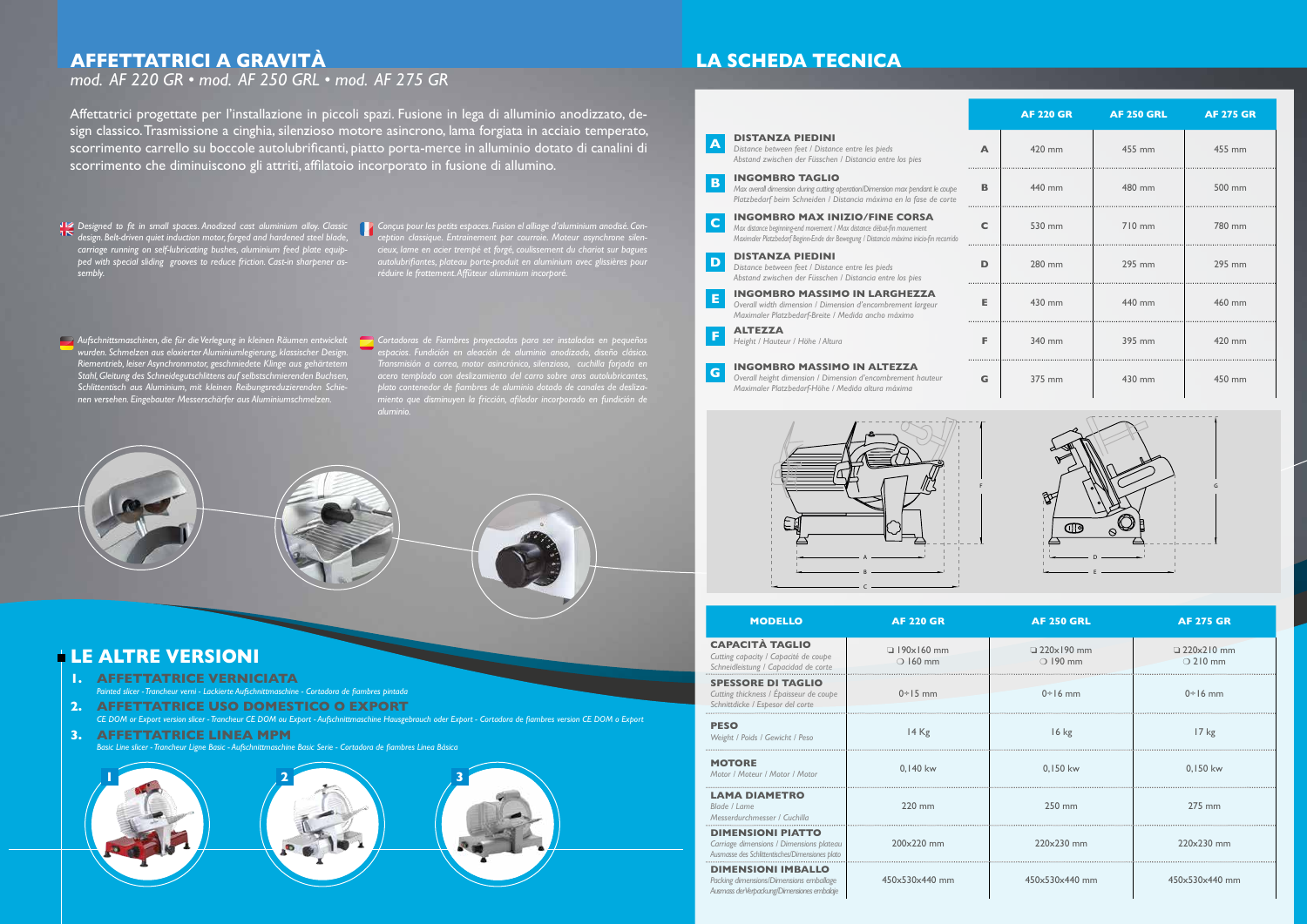## AFFETTATRICI A GRAVITÀ

*mod. AF 220 GR • mod. AF 250 GRL • mod. AF 275 GR*

Affettatrici progettate per l'installazione in piccoli spazi. Fusione in lega di alluminio anodizzato, design classico. Trasmissione a cinghia, silenzioso motore asincrono, lama forgiata in acciaio temperato, scorrimento carrello su boccole autolubrificanti, piatto porta-merce in alluminio dotato di canalini di scorrimento che diminuiscono gli attriti, affilatoio incorporato in fusione di allumino.

*Designed to fit in small spaces. Anodized cast aluminium alloy. Classic design. Belt-driven quiet induction motor, forged and hardened steel blade, carriage running on self-lubricating bushes, aluminium feed plate equipped with special sliding grooves to reduce friction. Cast-in sharpener assembly.*

*Conçus pour les petits espaces. Fusion el alliage d'aluminium anodisé. Conception classique. Entrainement par courroie. Moteur asynchrone silencieux, lame en acier trempé et forgé, coulissement du chariot sur bagues autolubrifiantes, plateau porte-produit en aluminium avec glissières pour réduire le frottement. Affûteur aluminium incorporé.*

*Aufschnittsmaschinen, die für die Verlegung in kleinen Räumen entwickelt wurden. Schmelzen aus eloxierter Aluminiumlegierung, klassischer Design. Riemenftrieb, leiser Asynchronmotor, geschmiedete Klinge aus gehärtetem Stahl, Gleitung des Schneidegutschlittens auf selbstschmierenden Buchsen, Schlittentisch aus Aluminium, mit kleinen Reibungsreduzierenden Schienen versehen. Eingebauter Messerschärfer aus Aluminiumschmelzen.*

*Cortadoras de Fiambres proyectadas para ser instaladas en pequeños espacios. Fundición en aleación de aluminio anodizado, diseño clásico. Transmisión a correa, motor asincrónico, silenzioso, cuchilla forjada en acero templado con deslizamiento del carro sobre aros autolubricantes, plato contenedor de fiambres de aluminio dotado de canales de deslizamiento que disminuyen la fricción, afilador incorporado en fundición de aluminio.*

## LE ALTRE VERSIONI

1. **AFFETTATRICE VERNICIATA**
   *Painted slicer - Trancheur verni - Lackierte Aufschnittmaschine - Cortadora de fiambres pintada*
2. **AFFETTATRICE USO DOMESTICO O EXPORT**
   *CE DOM or Export version slicer - Trancheur CE DOM ou Export - Aufschnittmaschine Hausgebrauch oder Export - Cortadora de fiambres version CE DOM o Export*
3. **AFFETTATRICE LINEA MPM**
   *Basic Line slicer - Trancheur Ligne Basic - Aufschnittmaschine Basic Serie - Cortadora de fiambres Linea Básica*

## LA SCHEDA TECNICA

| | | AF 220 GR | AF 250 GRL | AF 275 GR |
|---|---|---|---|---|
| **A** DISTANZA PIEDINI<br>*Distance between feet / Distance entre les pieds<br>Abstand zwischen der Füsschen / Distancia entre los pies* | A | 420 mm | 455 mm | 455 mm |
| **B** INGOMBRO TAGLIO<br>*Max overall dimension during cutting operation/Dimension max pendant le coupe<br>Platzbedarf beim Schneiden / Distancia máxima en la fase de corte* | B | 440 mm | 480 mm | 500 mm |
| **C** INGOMBRO MAX INIZIO/FINE CORSA<br>*Max distance beginning-end movement / Max distance début-fin mouvement<br>Maximaler Platzbedarf Beginn-Ende der Bewegung / Distancia máxima inicio-fin recorrido* | C | 530 mm | 710 mm | 780 mm |
| **D** DISTANZA PIEDINI<br>*Distance between feet / Distance entre les pieds<br>Abstand zwischen der Füsschen / Distancia entre los pies* | D | 280 mm | 295 mm | 295 mm |
| **E** INGOMBRO MASSIMO IN LARGHEZZA<br>*Overall width dimension / Dimension d'encombrement largeur<br>Maximaler Platzbedarf-Breite / Medida ancho máximo* | E | 430 mm | 440 mm | 460 mm |
| **F** ALTEZZA<br>*Height / Hauteur / Höhe / Altura* | F | 340 mm | 395 mm | 420 mm |
| **G** INGOMBRO MASSIMO IN ALTEZZA<br>*Overall height dimension / Dimension d'encombrement hauteur<br>Maximaler Platzbedarf-Höhe / Medida altura máxima* | G | 375 mm | 430 mm | 450 mm |

| MODELLO | AF 220 GR | AF 250 GRL | AF 275 GR |
|---|---|---|---|
| **CAPACITÀ TAGLIO**<br>*Cutting capacity / Capacité de coupe<br>Schneidleistung / Capacidad de corte* | ❑ 190x160 mm<br>❍ 160 mm | ❑ 220x190 mm<br>❍ 190 mm | ❑ 220x210 mm<br>❍ 210 mm |
| **SPESSORE DI TAGLIO**<br>*Cutting thickness / Épaisseur de coupe<br>Schnittdicke / Espesor del corte* | 0÷15 mm | 0÷16 mm | 0÷16 mm |
| **PESO**<br>*Weight / Poids / Gewicht / Peso* | 14 Kg | 16 kg | 17 kg |
| **MOTORE**<br>*Motor / Moteur / Motor / Motor* | 0,140 kw | 0,150 kw | 0,150 kw |
| **LAMA DIAMETRO**<br>*Blade / Lame<br>Messerdurchmesser / Cuchilla* | 220 mm | 250 mm | 275 mm |
| **DIMENSIONI PIATTO**<br>*Carriage dimensions / Dimensions plateau<br>Ausmasse des Schlittentisches/Dimensiones plato* | 200x220 mm | 220x230 mm | 220x230 mm |
| **DIMENSIONI IMBALLO**<br>*Packing dimensions/Dimensions emballage<br>Ausmass derVerpackung/Dimensiones embalaje* | 450x530x440 mm | 450x530x440 mm | 450x530x440 mm |